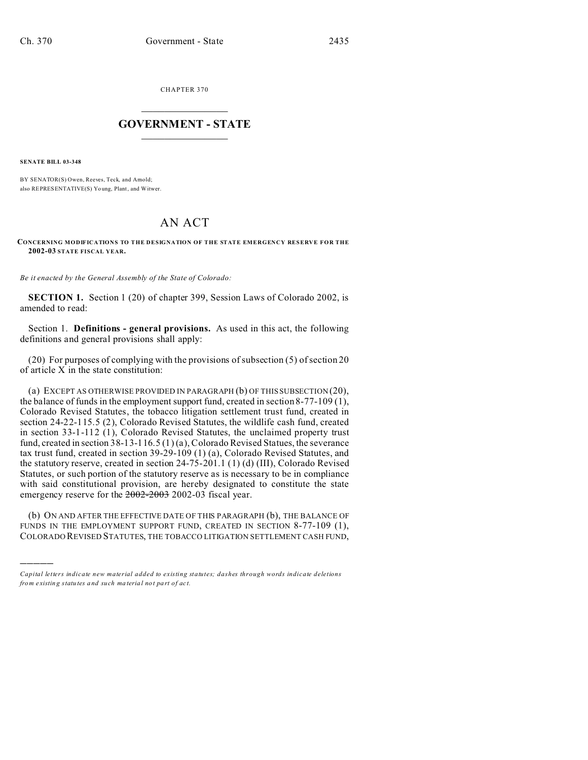CHAPTER 370

# GOVERNMENT - STATE

**SENATE BILL 03-348**

BY SENATOR(S) Owen, Reeves, Teck, and Arnold;
also REPRESENTATIVE(S) Young, Plant, and Witwer.

# AN ACT

**CONCERNING MODIFICATIONS TO THE DESIGNATION OF THE STATE EMERGENCY RESERVE FOR THE 2002-03 STATE FISCAL YEAR.**

*Be it enacted by the General Assembly of the State of Colorado:*

**SECTION 1.** Section 1 (20) of chapter 399, Session Laws of Colorado 2002, is amended to read:

Section 1. **Definitions - general provisions.** As used in this act, the following definitions and general provisions shall apply:

(20) For purposes of complying with the provisions of subsection (5) of section 20 of article X in the state constitution:

(a) EXCEPT AS OTHERWISE PROVIDED IN PARAGRAPH (b) OF THIS SUBSECTION (20), the balance of funds in the employment support fund, created in section 8-77-109 (1), Colorado Revised Statutes, the tobacco litigation settlement trust fund, created in section 24-22-115.5 (2), Colorado Revised Statutes, the wildlife cash fund, created in section 33-1-112 (1), Colorado Revised Statutes, the unclaimed property trust fund, created in section 38-13-116.5 (1) (a), Colorado Revised Statues, the severance tax trust fund, created in section 39-29-109 (1) (a), Colorado Revised Statutes, and the statutory reserve, created in section 24-75-201.1 (1) (d) (III), Colorado Revised Statutes, or such portion of the statutory reserve as is necessary to be in compliance with said constitutional provision, are hereby designated to constitute the state emergency reserve for the ~~2002-2003~~ 2002-03 fiscal year.

(b) ON AND AFTER THE EFFECTIVE DATE OF THIS PARAGRAPH (b), THE BALANCE OF FUNDS IN THE EMPLOYMENT SUPPORT FUND, CREATED IN SECTION 8-77-109 (1), COLORADO REVISED STATUTES, THE TOBACCO LITIGATION SETTLEMENT CASH FUND,

---

*Capital letters indicate new material added to existing statutes; dashes through words indicate deletions from existing statutes and such material not part of act.*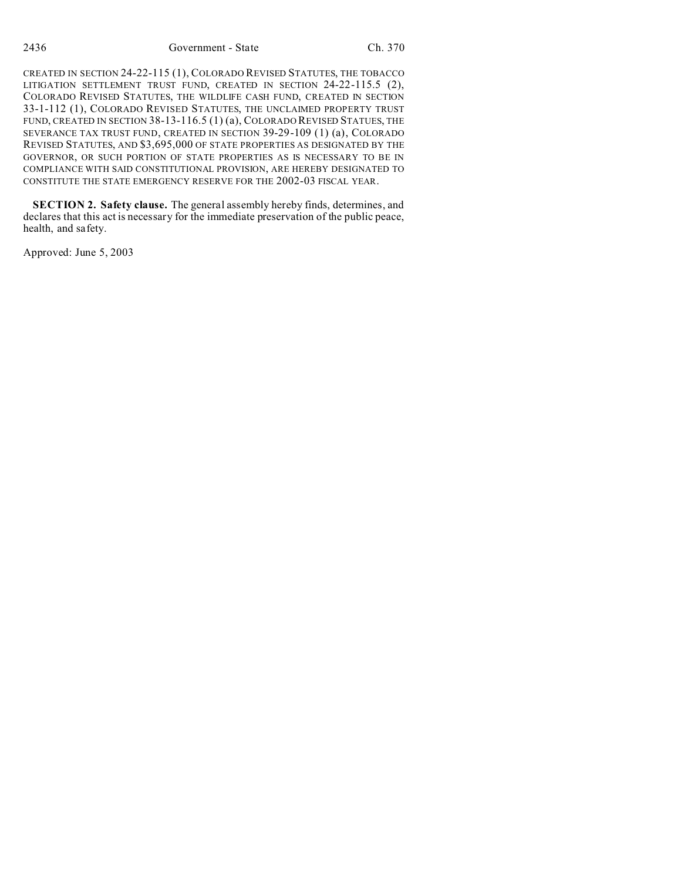CREATED IN SECTION 24-22-115 (1), COLORADO REVISED STATUTES, THE TOBACCO LITIGATION SETTLEMENT TRUST FUND, CREATED IN SECTION 24-22-115.5 (2), COLORADO REVISED STATUTES, THE WILDLIFE CASH FUND, CREATED IN SECTION 33-1-112 (1), COLORADO REVISED STATUTES, THE UNCLAIMED PROPERTY TRUST FUND, CREATED IN SECTION 38-13-116.5 (1) (a), COLORADO REVISED STATUES, THE SEVERANCE TAX TRUST FUND, CREATED IN SECTION 39-29-109 (1) (a), COLORADO REVISED STATUTES, AND $3,695,000 OF STATE PROPERTIES AS DESIGNATED BY THE GOVERNOR, OR SUCH PORTION OF STATE PROPERTIES AS IS NECESSARY TO BE IN COMPLIANCE WITH SAID CONSTITUTIONAL PROVISION, ARE HEREBY DESIGNATED TO CONSTITUTE THE STATE EMERGENCY RESERVE FOR THE 2002-03 FISCAL YEAR.

**SECTION 2. Safety clause.** The general assembly hereby finds, determines, and declares that this act is necessary for the immediate preservation of the public peace, health, and safety.

Approved: June 5, 2003